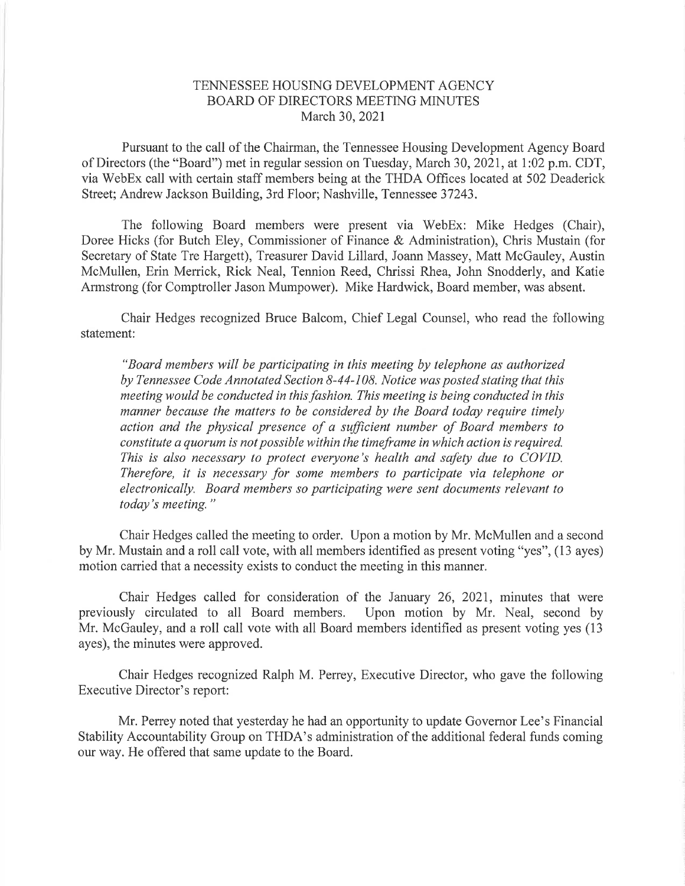# TENNESSEE HOUSING DEVELOPMENT AGENCY
## BOARD OF DIRECTORS MEETING MINUTES
### March 30, 2021

Pursuant to the call of the Chairman, the Tennessee Housing Development Agency Board of Directors (the "Board") met in regular session on Tuesday, March 30, 2021, at 1:02 p.m. CDT, via WebEx call with certain staff members being at the THDA Offices located at 502 Deaderick Street; Andrew Jackson Building, 3rd Floor; Nashville, Tennessee 37243.

The following Board members were present via WebEx: Mike Hedges (Chair), Doree Hicks (for Butch Eley, Commissioner of Finance & Administration), Chris Mustain (for Secretary of State Tre Hargett), Treasurer David Lillard, Joann Massey, Matt McGauley, Austin McMullen, Erin Merrick, Rick Neal, Tennion Reed, Chrissi Rhea, John Snodderly, and Katie Armstrong (for Comptroller Jason Mumpower). Mike Hardwick, Board member, was absent.

Chair Hedges recognized Bruce Balcom, Chief Legal Counsel, who read the following statement:

> *"Board members will be participating in this meeting by telephone as authorized by Tennessee Code Annotated Section 8-44-108. Notice was posted stating that this meeting would be conducted in this fashion. This meeting is being conducted in this manner because the matters to be considered by the Board today require timely action and the physical presence of a sufficient number of Board members to constitute a quorum is not possible within the timeframe in which action is required. This is also necessary to protect everyone's health and safety due to COVID. Therefore, it is necessary for some members to participate via telephone or electronically. Board members so participating were sent documents relevant to today's meeting."*

Chair Hedges called the meeting to order. Upon a motion by Mr. McMullen and a second by Mr. Mustain and a roll call vote, with all members identified as present voting "yes", (13 ayes) motion carried that a necessity exists to conduct the meeting in this manner.

Chair Hedges called for consideration of the January 26, 2021, minutes that were previously circulated to all Board members. Upon motion by Mr. Neal, second by Mr. McGauley, and a roll call vote with all Board members identified as present voting yes (13 ayes), the minutes were approved.

Chair Hedges recognized Ralph M. Perrey, Executive Director, who gave the following Executive Director's report:

Mr. Perrey noted that yesterday he had an opportunity to update Governor Lee's Financial Stability Accountability Group on THDA's administration of the additional federal funds coming our way. He offered that same update to the Board.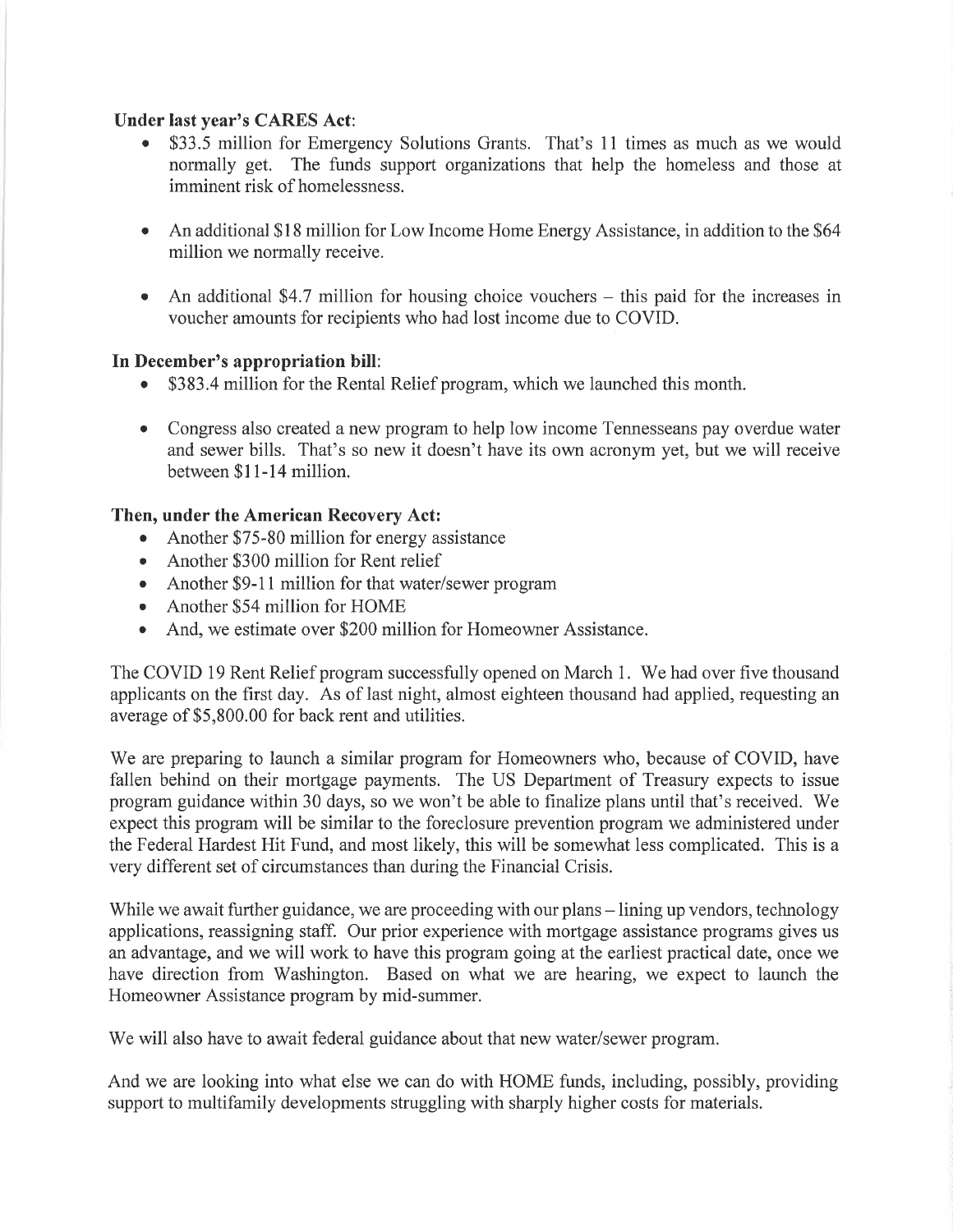**Under last year's CARES Act**:

- $33.5 million for Emergency Solutions Grants. That's 11 times as much as we would normally get. The funds support organizations that help the homeless and those at imminent risk of homelessness.
- An additional $18 million for Low Income Home Energy Assistance, in addition to the $64 million we normally receive.
- An additional $4.7 million for housing choice vouchers – this paid for the increases in voucher amounts for recipients who had lost income due to COVID.

**In December's appropriation bill**:

- $383.4 million for the Rental Relief program, which we launched this month.
- Congress also created a new program to help low income Tennesseans pay overdue water and sewer bills. That's so new it doesn't have its own acronym yet, but we will receive between $11-14 million.

**Then, under the American Recovery Act:**

- Another $75-80 million for energy assistance
- Another $300 million for Rent relief
- Another $9-11 million for that water/sewer program
- Another $54 million for HOME
- And, we estimate over $200 million for Homeowner Assistance.

The COVID 19 Rent Relief program successfully opened on March 1. We had over five thousand applicants on the first day. As of last night, almost eighteen thousand had applied, requesting an average of $5,800.00 for back rent and utilities.

We are preparing to launch a similar program for Homeowners who, because of COVID, have fallen behind on their mortgage payments. The US Department of Treasury expects to issue program guidance within 30 days, so we won't be able to finalize plans until that's received. We expect this program will be similar to the foreclosure prevention program we administered under the Federal Hardest Hit Fund, and most likely, this will be somewhat less complicated. This is a very different set of circumstances than during the Financial Crisis.

While we await further guidance, we are proceeding with our plans – lining up vendors, technology applications, reassigning staff. Our prior experience with mortgage assistance programs gives us an advantage, and we will work to have this program going at the earliest practical date, once we have direction from Washington. Based on what we are hearing, we expect to launch the Homeowner Assistance program by mid-summer.

We will also have to await federal guidance about that new water/sewer program.

And we are looking into what else we can do with HOME funds, including, possibly, providing support to multifamily developments struggling with sharply higher costs for materials.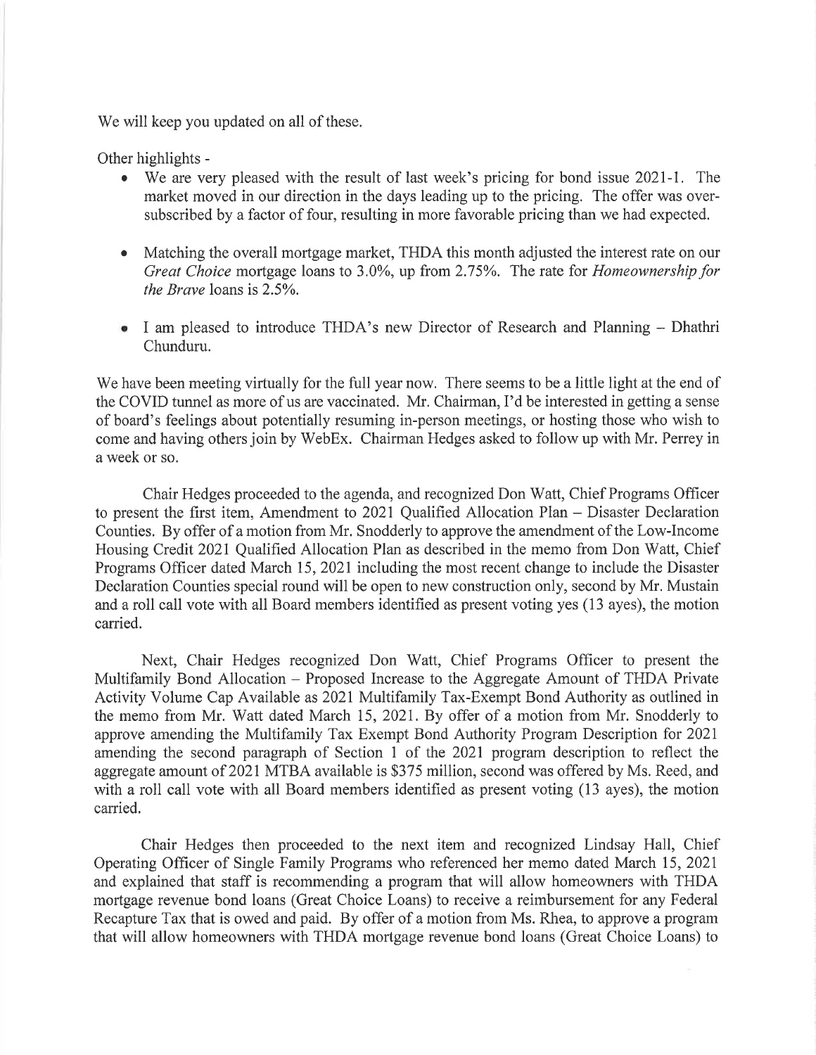We will keep you updated on all of these.

Other highlights -

- We are very pleased with the result of last week's pricing for bond issue 2021-1. The market moved in our direction in the days leading up to the pricing. The offer was over-subscribed by a factor of four, resulting in more favorable pricing than we had expected.
- Matching the overall mortgage market, THDA this month adjusted the interest rate on our *Great Choice* mortgage loans to 3.0%, up from 2.75%. The rate for *Homeownership for the Brave* loans is 2.5%.
- I am pleased to introduce THDA's new Director of Research and Planning – Dhathri Chunduru.

We have been meeting virtually for the full year now. There seems to be a little light at the end of the COVID tunnel as more of us are vaccinated. Mr. Chairman, I'd be interested in getting a sense of board's feelings about potentially resuming in-person meetings, or hosting those who wish to come and having others join by WebEx. Chairman Hedges asked to follow up with Mr. Perrey in a week or so.

Chair Hedges proceeded to the agenda, and recognized Don Watt, Chief Programs Officer to present the first item, Amendment to 2021 Qualified Allocation Plan – Disaster Declaration Counties. By offer of a motion from Mr. Snodderly to approve the amendment of the Low-Income Housing Credit 2021 Qualified Allocation Plan as described in the memo from Don Watt, Chief Programs Officer dated March 15, 2021 including the most recent change to include the Disaster Declaration Counties special round will be open to new construction only, second by Mr. Mustain and a roll call vote with all Board members identified as present voting yes (13 ayes), the motion carried.

Next, Chair Hedges recognized Don Watt, Chief Programs Officer to present the Multifamily Bond Allocation – Proposed Increase to the Aggregate Amount of THDA Private Activity Volume Cap Available as 2021 Multifamily Tax-Exempt Bond Authority as outlined in the memo from Mr. Watt dated March 15, 2021. By offer of a motion from Mr. Snodderly to approve amending the Multifamily Tax Exempt Bond Authority Program Description for 2021 amending the second paragraph of Section 1 of the 2021 program description to reflect the aggregate amount of 2021 MTBA available is $375 million, second was offered by Ms. Reed, and with a roll call vote with all Board members identified as present voting (13 ayes), the motion carried.

Chair Hedges then proceeded to the next item and recognized Lindsay Hall, Chief Operating Officer of Single Family Programs who referenced her memo dated March 15, 2021 and explained that staff is recommending a program that will allow homeowners with THDA mortgage revenue bond loans (Great Choice Loans) to receive a reimbursement for any Federal Recapture Tax that is owed and paid. By offer of a motion from Ms. Rhea, to approve a program that will allow homeowners with THDA mortgage revenue bond loans (Great Choice Loans) to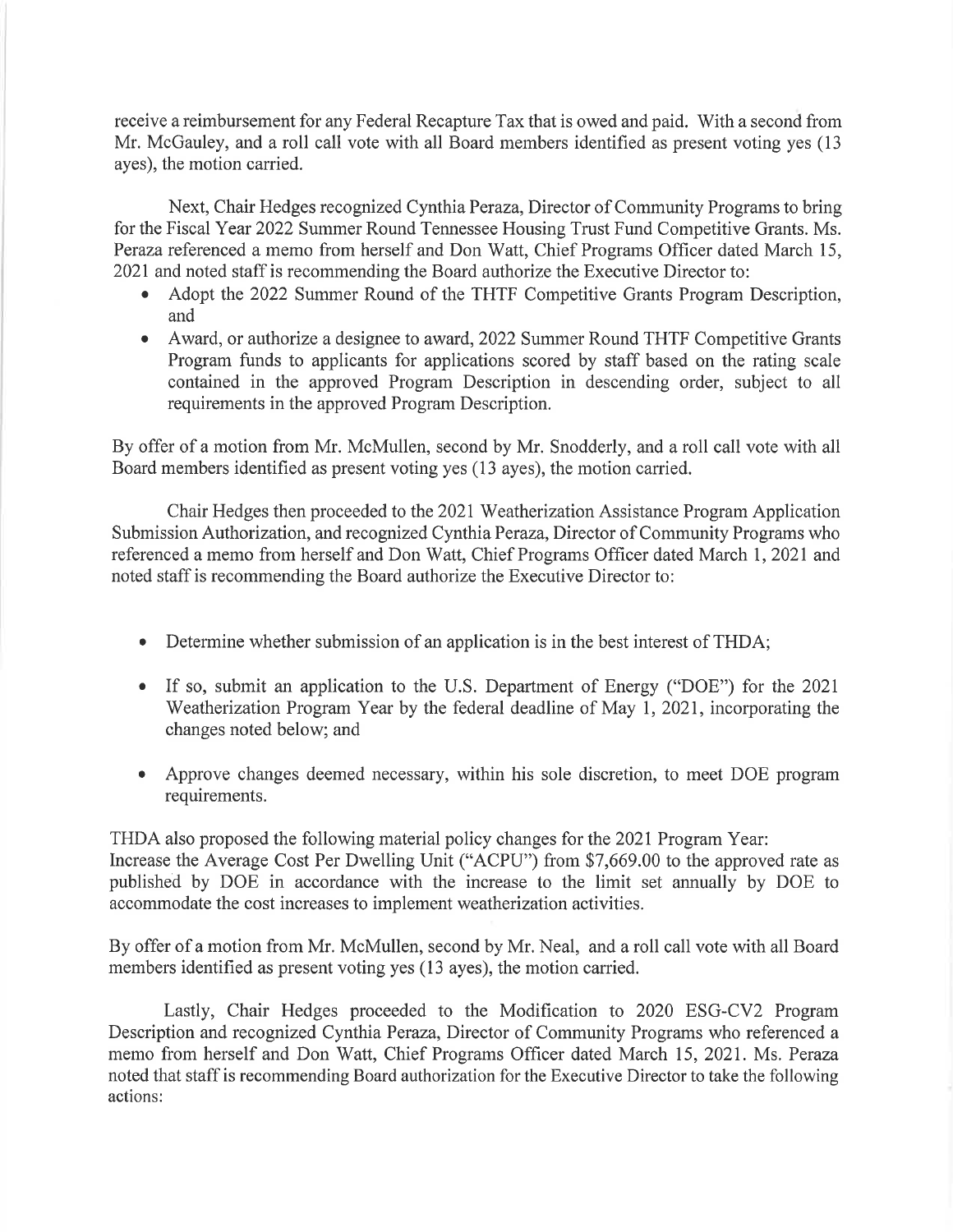receive a reimbursement for any Federal Recapture Tax that is owed and paid. With a second from Mr. McGauley, and a roll call vote with all Board members identified as present voting yes (13 ayes), the motion carried.

Next, Chair Hedges recognized Cynthia Peraza, Director of Community Programs to bring for the Fiscal Year 2022 Summer Round Tennessee Housing Trust Fund Competitive Grants. Ms. Peraza referenced a memo from herself and Don Watt, Chief Programs Officer dated March 15, 2021 and noted staff is recommending the Board authorize the Executive Director to:

- Adopt the 2022 Summer Round of the THTF Competitive Grants Program Description, and
- Award, or authorize a designee to award, 2022 Summer Round THTF Competitive Grants Program funds to applicants for applications scored by staff based on the rating scale contained in the approved Program Description in descending order, subject to all requirements in the approved Program Description.

By offer of a motion from Mr. McMullen, second by Mr. Snodderly, and a roll call vote with all Board members identified as present voting yes (13 ayes), the motion carried.

Chair Hedges then proceeded to the 2021 Weatherization Assistance Program Application Submission Authorization, and recognized Cynthia Peraza, Director of Community Programs who referenced a memo from herself and Don Watt, Chief Programs Officer dated March 1, 2021 and noted staff is recommending the Board authorize the Executive Director to:

- Determine whether submission of an application is in the best interest of THDA;
- If so, submit an application to the U.S. Department of Energy ("DOE") for the 2021 Weatherization Program Year by the federal deadline of May 1, 2021, incorporating the changes noted below; and
- Approve changes deemed necessary, within his sole discretion, to meet DOE program requirements.

THDA also proposed the following material policy changes for the 2021 Program Year:
Increase the Average Cost Per Dwelling Unit ("ACPU") from $7,669.00 to the approved rate as published by DOE in accordance with the increase to the limit set annually by DOE to accommodate the cost increases to implement weatherization activities.

By offer of a motion from Mr. McMullen, second by Mr. Neal, and a roll call vote with all Board members identified as present voting yes (13 ayes), the motion carried.

Lastly, Chair Hedges proceeded to the Modification to 2020 ESG-CV2 Program Description and recognized Cynthia Peraza, Director of Community Programs who referenced a memo from herself and Don Watt, Chief Programs Officer dated March 15, 2021. Ms. Peraza noted that staff is recommending Board authorization for the Executive Director to take the following actions: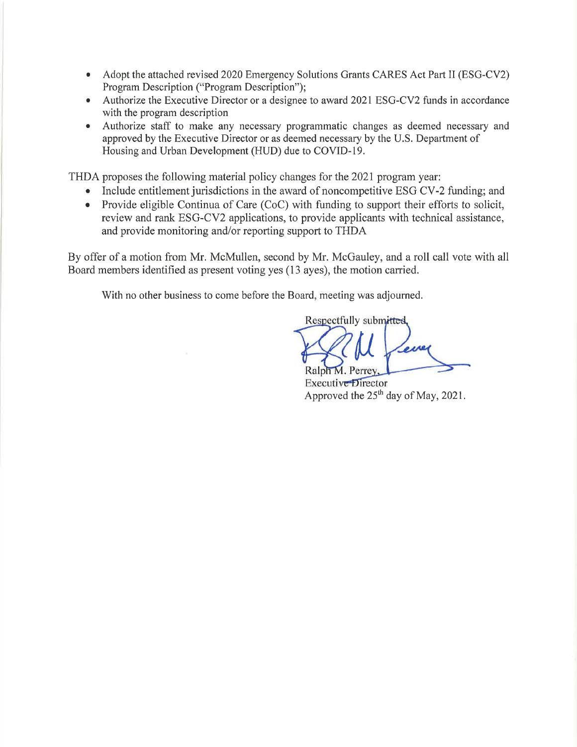- Adopt the attached revised 2020 Emergency Solutions Grants CARES Act Part II (ESG-CV2) Program Description ("Program Description");
- Authorize the Executive Director or a designee to award 2021 ESG-CV2 funds in accordance with the program description
- Authorize staff to make any necessary programmatic changes as deemed necessary and approved by the Executive Director or as deemed necessary by the U.S. Department of Housing and Urban Development (HUD) due to COVID-19.

THDA proposes the following material policy changes for the 2021 program year:

- Include entitlement jurisdictions in the award of noncompetitive ESG CV-2 funding; and
- Provide eligible Continua of Care (CoC) with funding to support their efforts to solicit, review and rank ESG-CV2 applications, to provide applicants with technical assistance, and provide monitoring and/or reporting support to THDA

By offer of a motion from Mr. McMullen, second by Mr. McGauley, and a roll call vote with all Board members identified as present voting yes (13 ayes), the motion carried.

With no other business to come before the Board, meeting was adjourned.

Respectfully submitted,

Ralph M. Perrey,
Executive Director
Approved the 25th day of May, 2021.